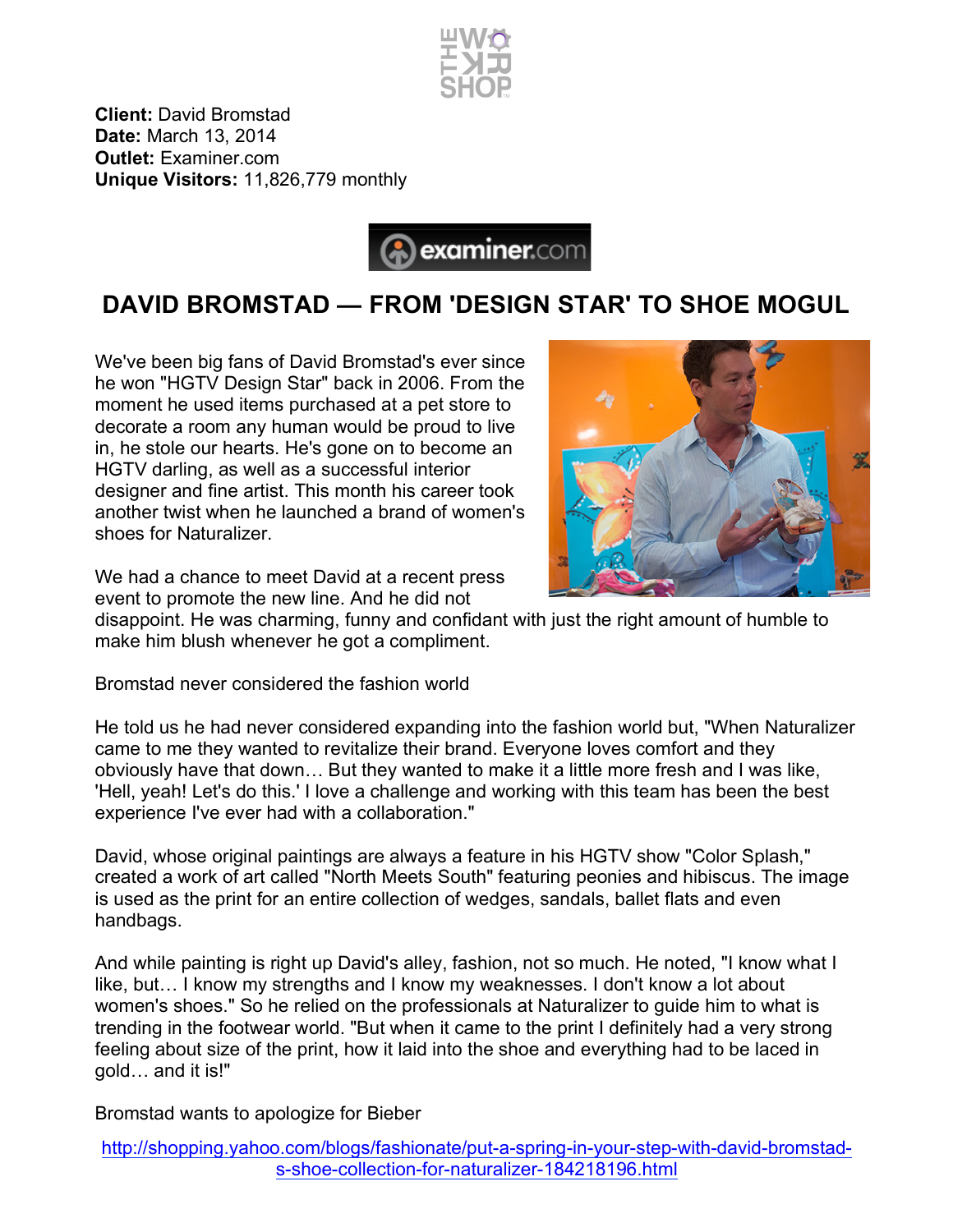**Client:** David Bromstad
**Date:** March 13, 2014
**Outlet:** Examiner.com
**Unique Visitors:** 11,826,779 monthly

# DAVID BROMSTAD — FROM 'DESIGN STAR' TO SHOE MOGUL

We've been big fans of David Bromstad's ever since he won "HGTV Design Star" back in 2006. From the moment he used items purchased at a pet store to decorate a room any human would be proud to live in, he stole our hearts. He's gone on to become an HGTV darling, as well as a successful interior designer and fine artist. This month his career took another twist when he launched a brand of women's shoes for Naturalizer.

We had a chance to meet David at a recent press event to promote the new line. And he did not disappoint. He was charming, funny and confidant with just the right amount of humble to make him blush whenever he got a compliment.

Bromstad never considered the fashion world

He told us he had never considered expanding into the fashion world but, "When Naturalizer came to me they wanted to revitalize their brand. Everyone loves comfort and they obviously have that down… But they wanted to make it a little more fresh and I was like, 'Hell, yeah! Let's do this.' I love a challenge and working with this team has been the best experience I've ever had with a collaboration."

David, whose original paintings are always a feature in his HGTV show "Color Splash," created a work of art called "North Meets South" featuring peonies and hibiscus. The image is used as the print for an entire collection of wedges, sandals, ballet flats and even handbags.

And while painting is right up David's alley, fashion, not so much. He noted, "I know what I like, but… I know my strengths and I know my weaknesses. I don't know a lot about women's shoes." So he relied on the professionals at Naturalizer to guide him to what is trending in the footwear world. "But when it came to the print I definitely had a very strong feeling about size of the print, how it laid into the shoe and everything had to be laced in gold… and it is!"

Bromstad wants to apologize for Bieber

http://shopping.yahoo.com/blogs/fashionate/put-a-spring-in-your-step-with-david-bromstad-s-shoe-collection-for-naturalizer-184218196.html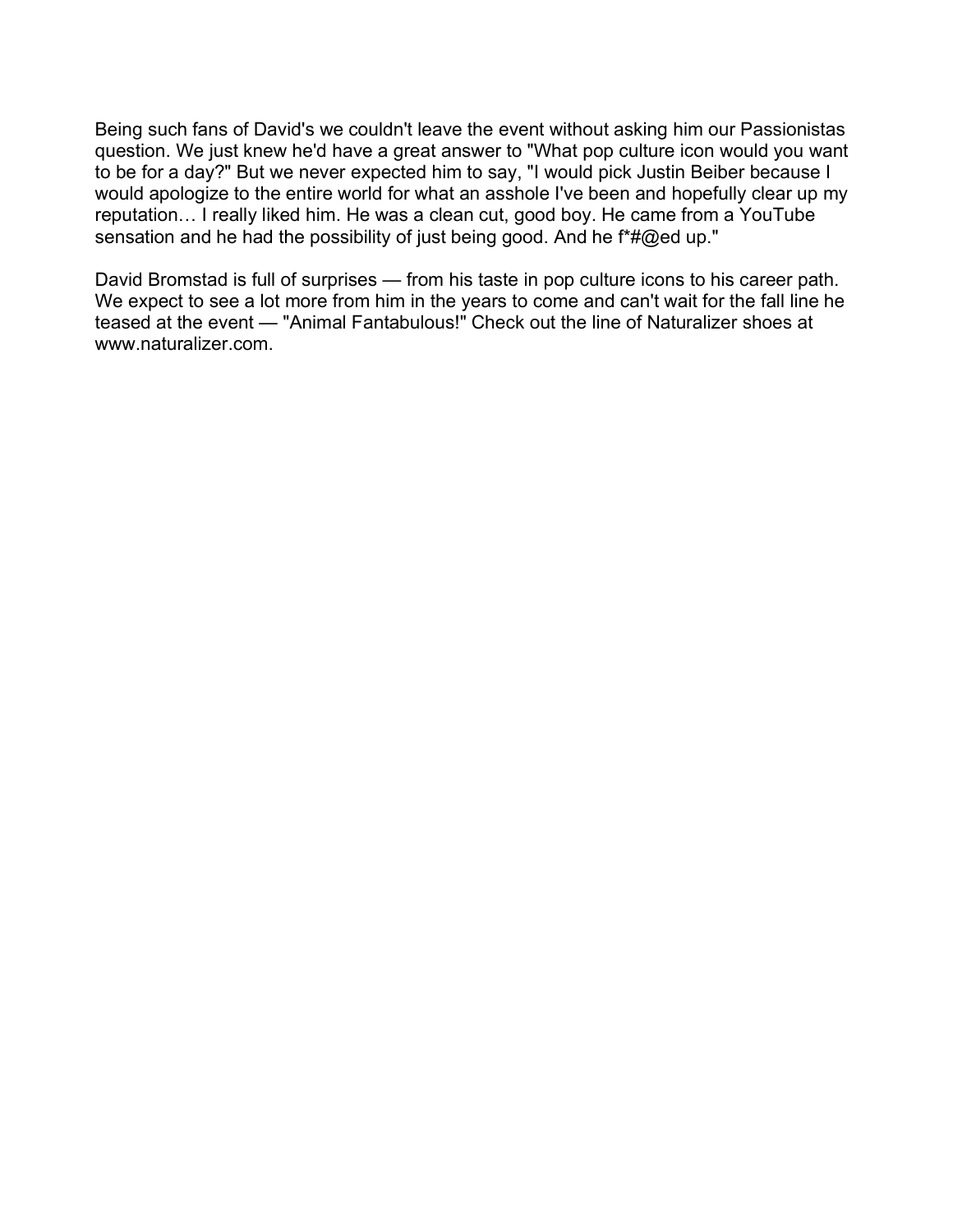Being such fans of David's we couldn't leave the event without asking him our Passionistas question. We just knew he'd have a great answer to "What pop culture icon would you want to be for a day?" But we never expected him to say, "I would pick Justin Beiber because I would apologize to the entire world for what an asshole I've been and hopefully clear up my reputation… I really liked him. He was a clean cut, good boy. He came from a YouTube sensation and he had the possibility of just being good. And he f*#@ed up."

David Bromstad is full of surprises — from his taste in pop culture icons to his career path. We expect to see a lot more from him in the years to come and can't wait for the fall line he teased at the event — "Animal Fantabulous!" Check out the line of Naturalizer shoes at www.naturalizer.com.